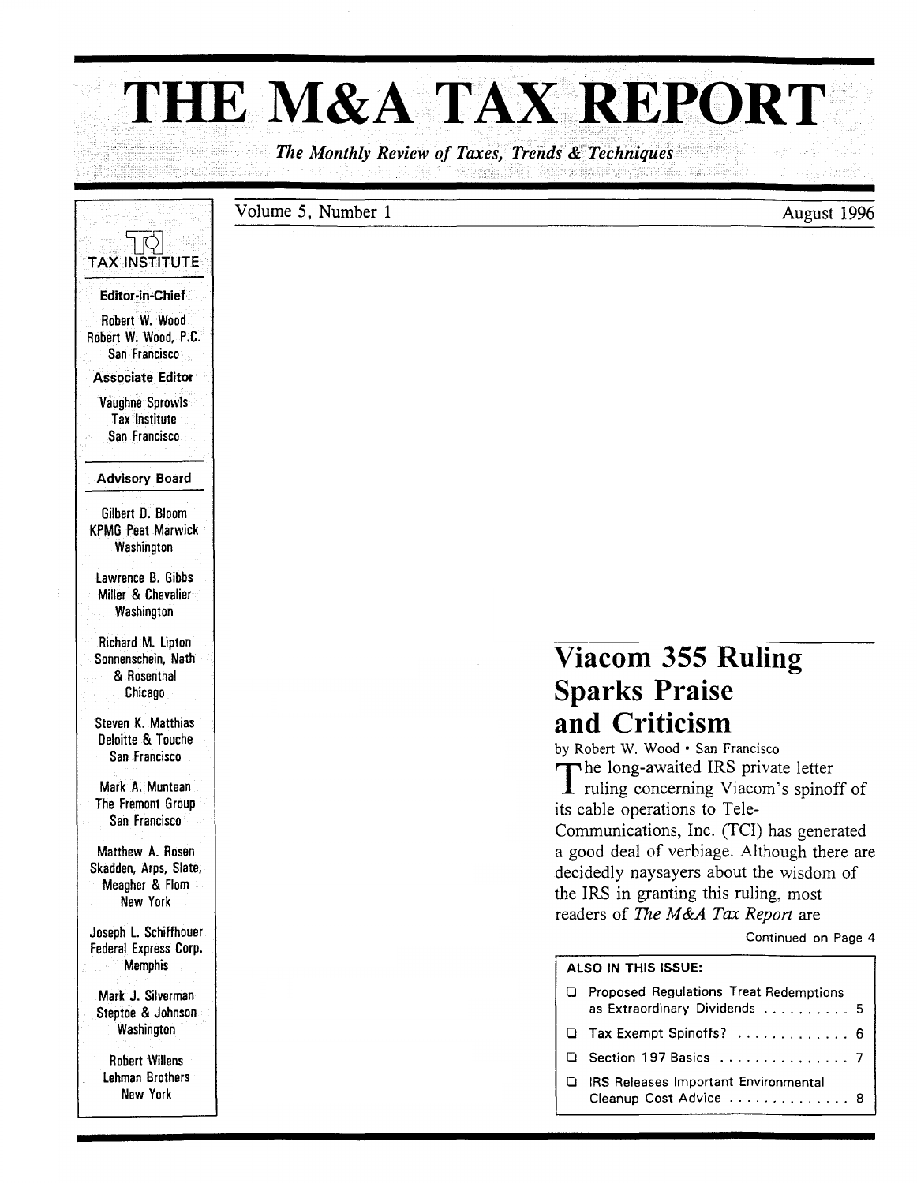# THE M&A TAX REPORT

*The Monthly Review of Taxes, Trends & Techniques*

Volume 5, Number 1 — August 1996

TAX INSTITUTE

**Editor-in-Chief**

Robert W. Wood
Robert W. Wood, P.C.
San Francisco

**Associate Editor**

Vaughne Sprowls
Tax Institute
San Francisco

**Advisory Board**

Gilbert D. Bloom
KPMG Peat Marwick
Washington

Lawrence B. Gibbs
Miller & Chevalier
Washington

Richard M. Lipton
Sonnenschein, Nath & Rosenthal
Chicago

Steven K. Matthias
Deloitte & Touche
San Francisco

Mark A. Muntean
The Fremont Group
San Francisco

Matthew A. Rosen
Skadden, Arps, Slate, Meagher & Flom
New York

Joseph L. Schiffhouer
Federal Express Corp.
Memphis

Mark J. Silverman
Steptoe & Johnson
Washington

Robert Willens
Lehman Brothers
New York

## Viacom 355 Ruling Sparks Praise and Criticism

by Robert W. Wood • San Francisco

The long-awaited IRS private letter ruling concerning Viacom's spinoff of its cable operations to Tele-Communications, Inc. (TCI) has generated a good deal of verbiage. Although there are decidedly naysayers about the wisdom of the IRS in granting this ruling, most readers of *The M&A Tax Report* are

Continued on Page 4

**ALSO IN THIS ISSUE:**

- Proposed Regulations Treat Redemptions as Extraordinary Dividends .......... 5
- Tax Exempt Spinoffs? .............. 6
- Section 197 Basics ............... 7
- IRS Releases Important Environmental Cleanup Cost Advice .............. 8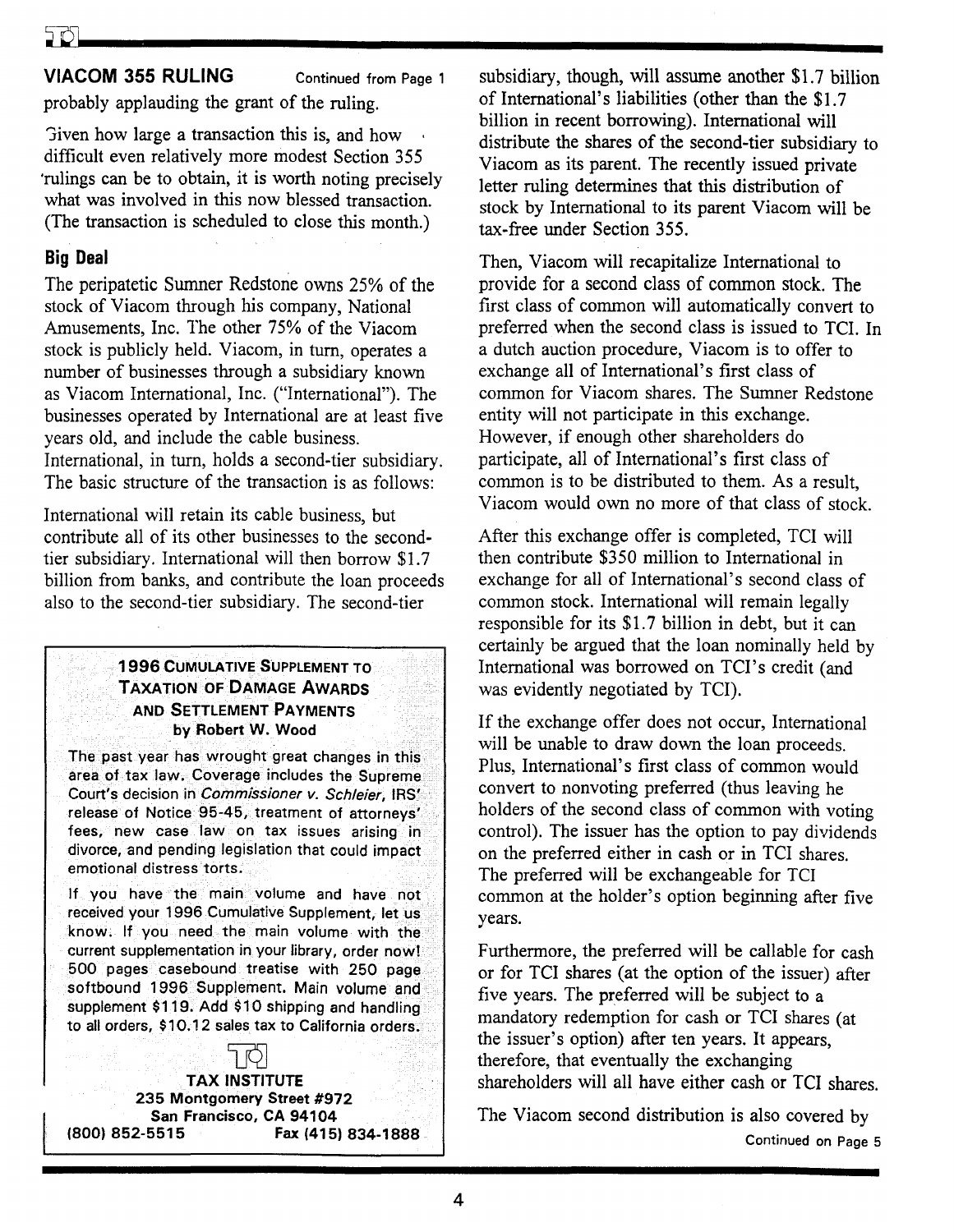## VIACOM 355 RULING

Continued from Page 1

probably applauding the grant of the ruling.

Given how large a transaction this is, and how difficult even relatively more modest Section 355 rulings can be to obtain, it is worth noting precisely what was involved in this now blessed transaction. (The transaction is scheduled to close this month.)

### Big Deal

The peripatetic Sumner Redstone owns 25% of the stock of Viacom through his company, National Amusements, Inc. The other 75% of the Viacom stock is publicly held. Viacom, in turn, operates a number of businesses through a subsidiary known as Viacom International, Inc. ("International"). The businesses operated by International are at least five years old, and include the cable business. International, in turn, holds a second-tier subsidiary. The basic structure of the transaction is as follows:

International will retain its cable business, but contribute all of its other businesses to the second-tier subsidiary. International will then borrow $1.7 billion from banks, and contribute the loan proceeds also to the second-tier subsidiary. The second-tier subsidiary, though, will assume another $1.7 billion of International's liabilities (other than the $1.7 billion in recent borrowing). International will distribute the shares of the second-tier subsidiary to Viacom as its parent. The recently issued private letter ruling determines that this distribution of stock by International to its parent Viacom will be tax-free under Section 355.

Then, Viacom will recapitalize International to provide for a second class of common stock. The first class of common will automatically convert to preferred when the second class is issued to TCI. In a dutch auction procedure, Viacom is to offer to exchange all of International's first class of common for Viacom shares. The Sumner Redstone entity will not participate in this exchange. However, if enough other shareholders do participate, all of International's first class of common is to be distributed to them. As a result, Viacom would own no more of that class of stock.

After this exchange offer is completed, TCI will then contribute $350 million to International in exchange for all of International's second class of common stock. International will remain legally responsible for its $1.7 billion in debt, but it can certainly be argued that the loan nominally held by International was borrowed on TCI's credit (and was evidently negotiated by TCI).

If the exchange offer does not occur, International will be unable to draw down the loan proceeds. Plus, International's first class of common would convert to nonvoting preferred (thus leaving he holders of the second class of common with voting control). The issuer has the option to pay dividends on the preferred either in cash or in TCI shares. The preferred will be exchangeable for TCI common at the holder's option beginning after five years.

Furthermore, the preferred will be callable for cash or for TCI shares (at the option of the issuer) after five years. The preferred will be subject to a mandatory redemption for cash or TCI shares (at the issuer's option) after ten years. It appears, therefore, that eventually the exchanging shareholders will all have either cash or TCI shares.

The Viacom second distribution is also covered by

Continued on Page 5

---

**1996 CUMULATIVE SUPPLEMENT TO TAXATION OF DAMAGE AWARDS AND SETTLEMENT PAYMENTS**
**by Robert W. Wood**

The past year has wrought great changes in this area of tax law. Coverage includes the Supreme Court's decision in *Commissioner v. Schleier*, IRS' release of Notice 95-45, treatment of attorneys' fees, new case law on tax issues arising in divorce, and pending legislation that could impact emotional distress torts.

If you have the main volume and have not received your 1996 Cumulative Supplement, let us know. If you need the main volume with the current supplementation in your library, order now! 500 pages casebound treatise with 250 page softbound 1996 Supplement. Main volume and supplement $119. Add $10 shipping and handling to all orders, $10.12 sales tax to California orders.

**TAX INSTITUTE**
**235 Montgomery Street #972**
**San Francisco, CA 94104**
**(800) 852-5515 Fax (415) 834-1888**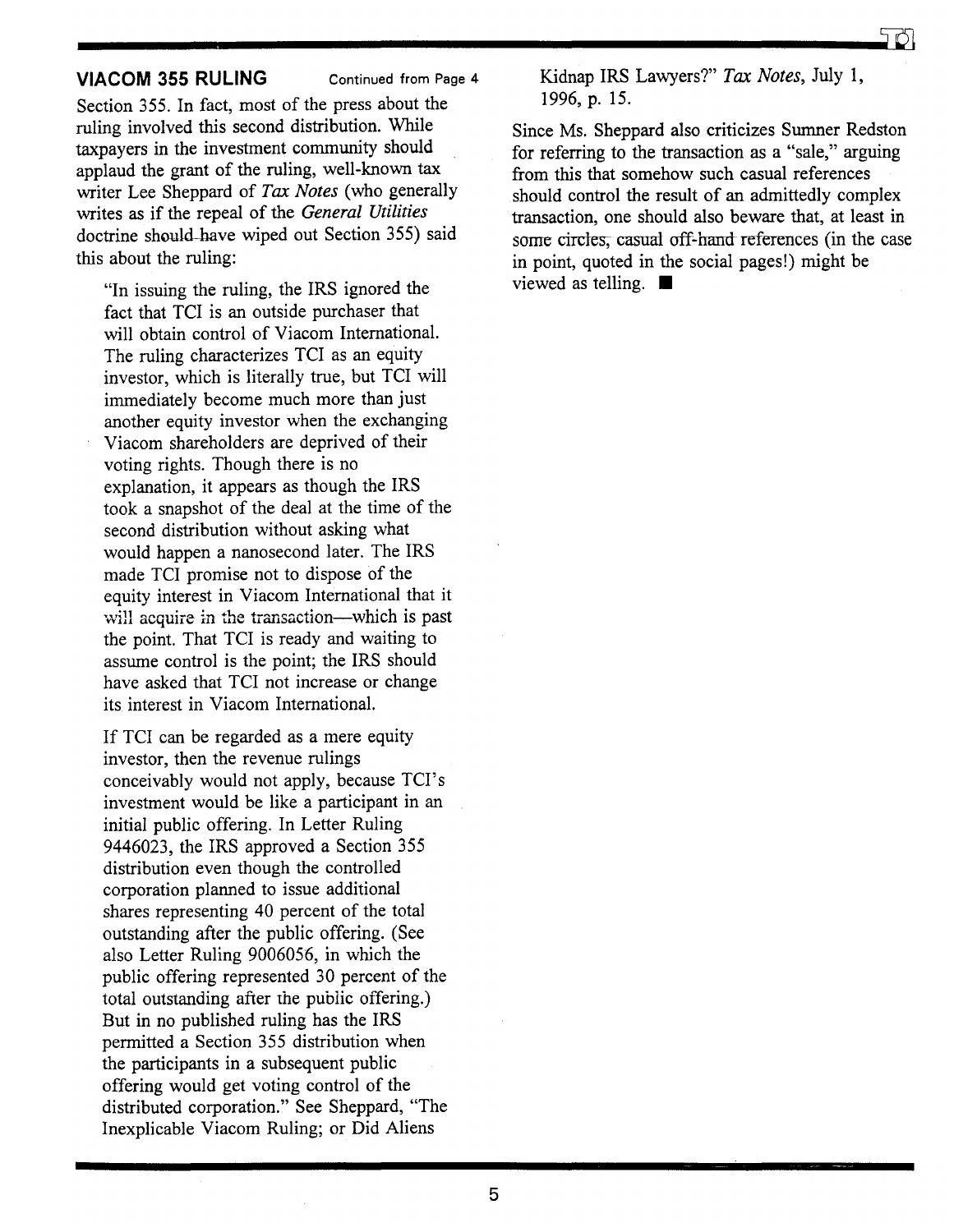**VIACOM 355 RULING** Continued from Page 4

Section 355. In fact, most of the press about the ruling involved this second distribution. While taxpayers in the investment community should applaud the grant of the ruling, well-known tax writer Lee Sheppard of *Tax Notes* (who generally writes as if the repeal of the *General Utilities* doctrine should have wiped out Section 355) said this about the ruling:

> "In issuing the ruling, the IRS ignored the fact that TCI is an outside purchaser that will obtain control of Viacom International. The ruling characterizes TCI as an equity investor, which is literally true, but TCI will immediately become much more than just another equity investor when the exchanging Viacom shareholders are deprived of their voting rights. Though there is no explanation, it appears as though the IRS took a snapshot of the deal at the time of the second distribution without asking what would happen a nanosecond later. The IRS made TCI promise not to dispose of the equity interest in Viacom International that it will acquire in the transaction—which is past the point. That TCI is ready and waiting to assume control is the point; the IRS should have asked that TCI not increase or change its interest in Viacom International.
>
> If TCI can be regarded as a mere equity investor, then the revenue rulings conceivably would not apply, because TCI's investment would be like a participant in an initial public offering. In Letter Ruling 9446023, the IRS approved a Section 355 distribution even though the controlled corporation planned to issue additional shares representing 40 percent of the total outstanding after the public offering. (See also Letter Ruling 9006056, in which the public offering represented 30 percent of the total outstanding after the public offering.) But in no published ruling has the IRS permitted a Section 355 distribution when the participants in a subsequent public offering would get voting control of the distributed corporation." See Sheppard, "The Inexplicable Viacom Ruling; or Did Aliens Kidnap IRS Lawyers?" *Tax Notes*, July 1, 1996, p. 15.

Since Ms. Sheppard also criticizes Sumner Redston for referring to the transaction as a "sale," arguing from this that somehow such casual references should control the result of an admittedly complex transaction, one should also beware that, at least in some circles, casual off-hand references (in the case in point, quoted in the social pages!) might be viewed as telling. ■